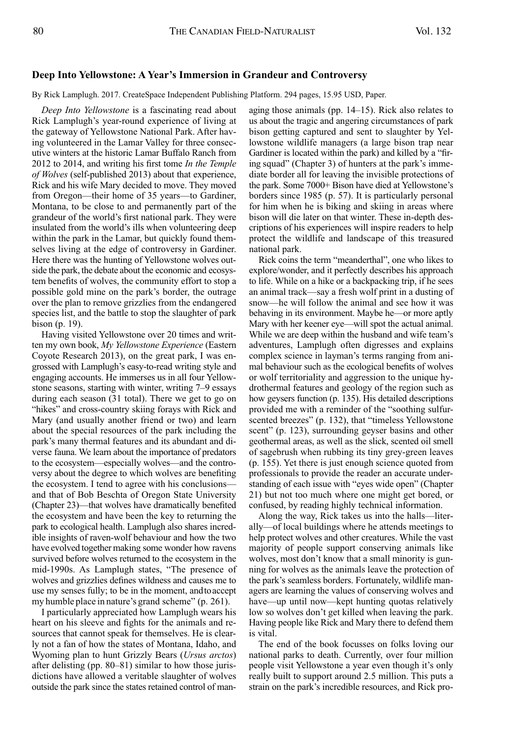## Deep Into Yellowstone: A Year's Immersion in Grandeur and Controversy

By Rick Lamplugh. 2017. CreateSpace Independent Publishing Platform. 294 pages, 15.95 USD, Paper.

*Deep Into Yellowstone* is a fascinating read about Rick Lamplugh's year-round experience of living at the gateway of Yellowstone National Park. After having volunteered in the Lamar Valley for three consecutive winters at the historic Lamar Buffalo Ranch from 2012 to 2014, and writing his first tome *In the Temple of Wolves* (self-published 2013) about that experience, Rick and his wife Mary decided to move. They moved from Oregon—their home of 35 years—to Gardiner, Montana, to be close to and permanently part of the grandeur of the world's first national park. They were insulated from the world's ills when volunteering deep within the park in the Lamar, but quickly found themselves living at the edge of controversy in Gardiner. Here there was the hunting of Yellowstone wolves outside the park, the debate about the economic and ecosystem benefits of wolves, the community effort to stop a possible gold mine on the park's border, the outrage over the plan to remove grizzlies from the endangered species list, and the battle to stop the slaughter of park bison (p. 19).

Having visited Yellowstone over 20 times and written my own book, *My Yellowstone Experience* (Eastern Coyote Research 2013), on the great park, I was engrossed with Lamplugh's easy-to-read writing style and engaging accounts. He immerses us in all four Yellowstone seasons, starting with winter, writing 7–9 essays during each season (31 total). There we get to go on "hikes" and cross-country skiing forays with Rick and Mary (and usually another friend or two) and learn about the special resources of the park including the park's many thermal features and its abundant and diverse fauna. We learn about the importance of predators to the ecosystem—especially wolves—and the controversy about the degree to which wolves are benefiting the ecosystem. I tend to agree with his conclusions—and that of Bob Beschta of Oregon State University (Chapter 23)—that wolves have dramatically benefited the ecosystem and have been the key to returning the park to ecological health. Lamplugh also shares incredible insights of raven-wolf behaviour and how the two have evolved together making some wonder how ravens survived before wolves returned to the ecosystem in the mid-1990s. As Lamplugh states, "The presence of wolves and grizzlies defines wildness and causes me to use my senses fully; to be in the moment, and to accept my humble place in nature's grand scheme" (p. 261).

I particularly appreciated how Lamplugh wears his heart on his sleeve and fights for the animals and resources that cannot speak for themselves. He is clearly not a fan of how the states of Montana, Idaho, and Wyoming plan to hunt Grizzly Bears (*Ursus arctos*) after delisting (pp. 80–81) similar to how those jurisdictions have allowed a veritable slaughter of wolves outside the park since the states retained control of managing those animals (pp. 14–15). Rick also relates to us about the tragic and angering circumstances of park bison getting captured and sent to slaughter by Yellowstone wildlife managers (a large bison trap near Gardiner is located within the park) and killed by a "firing squad" (Chapter 3) of hunters at the park's immediate border all for leaving the invisible protections of the park. Some 7000+ Bison have died at Yellowstone's borders since 1985 (p. 57). It is particularly personal for him when he is biking and skiing in areas where bison will die later on that winter. These in-depth descriptions of his experiences will inspire readers to help protect the wildlife and landscape of this treasured national park.

Rick coins the term "meanderthal", one who likes to explore/wonder, and it perfectly describes his approach to life. While on a hike or a backpacking trip, if he sees an animal track—say a fresh wolf print in a dusting of snow—he will follow the animal and see how it was behaving in its environment. Maybe he—or more aptly Mary with her keener eye—will spot the actual animal. While we are deep within the husband and wife team's adventures, Lamplugh often digresses and explains complex science in layman's terms ranging from animal behaviour such as the ecological benefits of wolves or wolf territoriality and aggression to the unique hydrothermal features and geology of the region such as how geysers function (p. 135). His detailed descriptions provided me with a reminder of the "soothing sulfur-scented breezes" (p. 132), that "timeless Yellowstone scent" (p. 123), surrounding geyser basins and other geothermal areas, as well as the slick, scented oil smell of sagebrush when rubbing its tiny grey-green leaves (p. 155). Yet there is just enough science quoted from professionals to provide the reader an accurate understanding of each issue with "eyes wide open" (Chapter 21) but not too much where one might get bored, or confused, by reading highly technical information.

Along the way, Rick takes us into the halls—literally—of local buildings where he attends meetings to help protect wolves and other creatures. While the vast majority of people support conserving animals like wolves, most don't know that a small minority is gunning for wolves as the animals leave the protection of the park's seamless borders. Fortunately, wildlife managers are learning the values of conserving wolves and have—up until now—kept hunting quotas relatively low so wolves don't get killed when leaving the park. Having people like Rick and Mary there to defend them is vital.

The end of the book focusses on folks loving our national parks to death. Currently, over four million people visit Yellowstone a year even though it's only really built to support around 2.5 million. This puts a strain on the park's incredible resources, and Rick pro-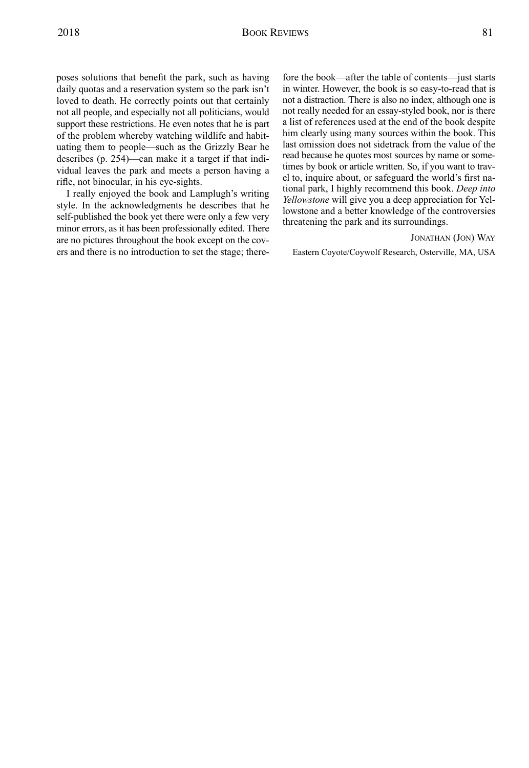poses solutions that benefit the park, such as having daily quotas and a reservation system so the park isn't loved to death. He correctly points out that certainly not all people, and especially not all politicians, would support these restrictions. He even notes that he is part of the problem whereby watching wildlife and habituating them to people—such as the Grizzly Bear he describes (p. 254)—can make it a target if that individual leaves the park and meets a person having a rifle, not binocular, in his eye-sights.

I really enjoyed the book and Lamplugh's writing style. In the acknowledgments he describes that he self-published the book yet there were only a few very minor errors, as it has been professionally edited. There are no pictures throughout the book except on the covers and there is no introduction to set the stage; therefore the book—after the table of contents—just starts in winter. However, the book is so easy-to-read that is not a distraction. There is also no index, although one is not really needed for an essay-styled book, nor is there a list of references used at the end of the book despite him clearly using many sources within the book. This last omission does not sidetrack from the value of the read because he quotes most sources by name or sometimes by book or article written. So, if you want to travel to, inquire about, or safeguard the world's first national park, I highly recommend this book. *Deep into Yellowstone* will give you a deep appreciation for Yellowstone and a better knowledge of the controversies threatening the park and its surroundings.

JONATHAN (JON) WAY

Eastern Coyote/Coywolf Research, Osterville, MA, USA